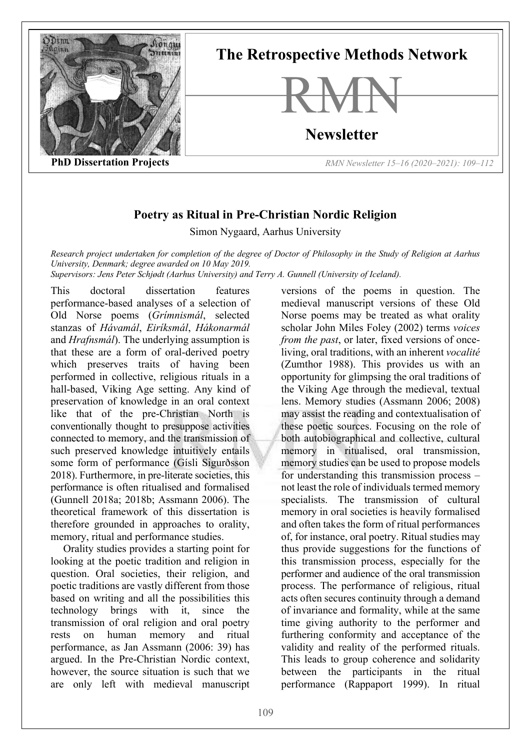**PhD Dissertation Projects**

## Poetry as Ritual in Pre-Christian Nordic Religion

Simon Nygaard, Aarhus University

*Research project undertaken for completion of the degree of Doctor of Philosophy in the Study of Religion at Aarhus University, Denmark; degree awarded on 10 May 2019.*
*Supervisors: Jens Peter Schjødt (Aarhus University) and Terry A. Gunnell (University of Iceland).*

This doctoral dissertation features performance-based analyses of a selection of Old Norse poems (*Grímnismál*, selected stanzas of *Hávamál*, *Eiríksmál*, *Hákonarmál* and *Hrafnsmál*). The underlying assumption is that these are a form of oral-derived poetry which preserves traits of having been performed in collective, religious rituals in a hall-based, Viking Age setting. Any kind of preservation of knowledge in an oral context like that of the pre-Christian North is conventionally thought to presuppose activities connected to memory, and the transmission of such preserved knowledge intuitively entails some form of performance (Gísli Sigurðsson 2018). Furthermore, in pre-literate societies, this performance is often ritualised and formalised (Gunnell 2018a; 2018b; Assmann 2006). The theoretical framework of this dissertation is therefore grounded in approaches to orality, memory, ritual and performance studies.

Orality studies provides a starting point for looking at the poetic tradition and religion in question. Oral societies, their religion, and poetic traditions are vastly different from those based on writing and all the possibilities this technology brings with it, since the transmission of oral religion and oral poetry rests on human memory and ritual performance, as Jan Assmann (2006: 39) has argued. In the Pre-Christian Nordic context, however, the source situation is such that we are only left with medieval manuscript versions of the poems in question. The medieval manuscript versions of these Old Norse poems may be treated as what orality scholar John Miles Foley (2002) terms *voices from the past*, or later, fixed versions of once-living, oral traditions, with an inherent *vocalité* (Zumthor 1988). This provides us with an opportunity for glimpsing the oral traditions of the Viking Age through the medieval, textual lens. Memory studies (Assmann 2006; 2008) may assist the reading and contextualisation of these poetic sources. Focusing on the role of both autobiographical and collective, cultural memory in ritualised, oral transmission, memory studies can be used to propose models for understanding this transmission process – not least the role of individuals termed memory specialists. The transmission of cultural memory in oral societies is heavily formalised and often takes the form of ritual performances of, for instance, oral poetry. Ritual studies may thus provide suggestions for the functions of this transmission process, especially for the performer and audience of the oral transmission process. The performance of religious, ritual acts often secures continuity through a demand of invariance and formality, while at the same time giving authority to the performer and furthering conformity and acceptance of the validity and reality of the performed rituals. This leads to group coherence and solidarity between the participants in the ritual performance (Rappaport 1999). In ritual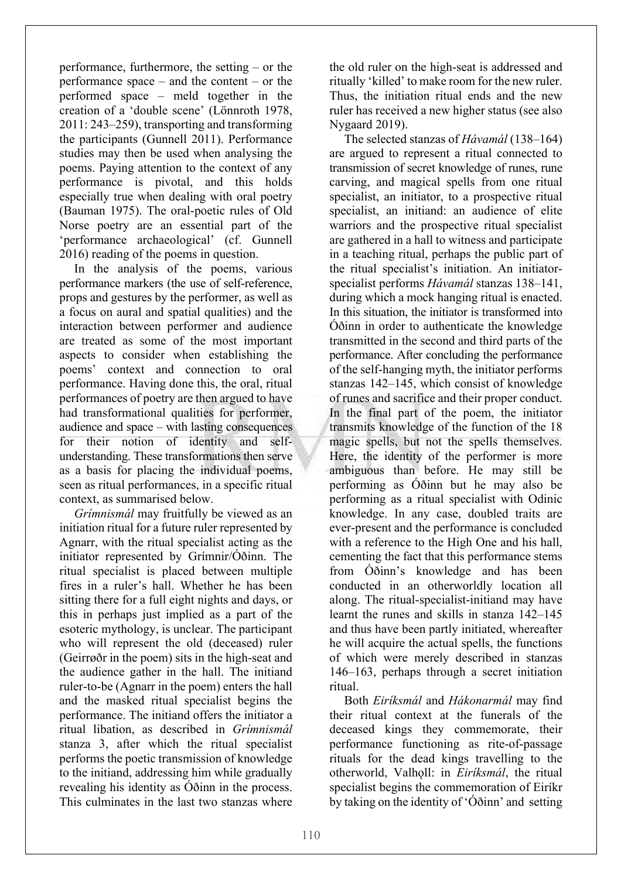performance, furthermore, the setting – or the performance space – and the content – or the performed space – meld together in the creation of a 'double scene' (Lönnroth 1978, 2011: 243–259), transporting and transforming the participants (Gunnell 2011). Performance studies may then be used when analysing the poems. Paying attention to the context of any performance is pivotal, and this holds especially true when dealing with oral poetry (Bauman 1975). The oral-poetic rules of Old Norse poetry are an essential part of the 'performance archaeological' (cf. Gunnell 2016) reading of the poems in question.

In the analysis of the poems, various performance markers (the use of self-reference, props and gestures by the performer, as well as a focus on aural and spatial qualities) and the interaction between performer and audience are treated as some of the most important aspects to consider when establishing the poems' context and connection to oral performance. Having done this, the oral, ritual performances of poetry are then argued to have had transformational qualities for performer, audience and space – with lasting consequences for their notion of identity and self-understanding. These transformations then serve as a basis for placing the individual poems, seen as ritual performances, in a specific ritual context, as summarised below.

*Grímnismál* may fruitfully be viewed as an initiation ritual for a future ruler represented by Agnarr, with the ritual specialist acting as the initiator represented by Grímnir/Óðinn. The ritual specialist is placed between multiple fires in a ruler's hall. Whether he has been sitting there for a full eight nights and days, or this in perhaps just implied as a part of the esoteric mythology, is unclear. The participant who will represent the old (deceased) ruler (Geirrøðr in the poem) sits in the high-seat and the audience gather in the hall. The initiand ruler-to-be (Agnarr in the poem) enters the hall and the masked ritual specialist begins the performance. The initiand offers the initiator a ritual libation, as described in *Grímnismál* stanza 3, after which the ritual specialist performs the poetic transmission of knowledge to the initiand, addressing him while gradually revealing his identity as Óðinn in the process. This culminates in the last two stanzas where the old ruler on the high-seat is addressed and ritually 'killed' to make room for the new ruler. Thus, the initiation ritual ends and the new ruler has received a new higher status (see also Nygaard 2019).

The selected stanzas of *Hávamál* (138–164) are argued to represent a ritual connected to transmission of secret knowledge of runes, rune carving, and magical spells from one ritual specialist, an initiator, to a prospective ritual specialist, an initiand: an audience of elite warriors and the prospective ritual specialist are gathered in a hall to witness and participate in a teaching ritual, perhaps the public part of the ritual specialist's initiation. An initiator-specialist performs *Hávamál* stanzas 138–141, during which a mock hanging ritual is enacted. In this situation, the initiator is transformed into Óðinn in order to authenticate the knowledge transmitted in the second and third parts of the performance. After concluding the performance of the self-hanging myth, the initiator performs stanzas 142–145, which consist of knowledge of runes and sacrifice and their proper conduct. In the final part of the poem, the initiator transmits knowledge of the function of the 18 magic spells, but not the spells themselves. Here, the identity of the performer is more ambiguous than before. He may still be performing as Óðinn but he may also be performing as a ritual specialist with Odinic knowledge. In any case, doubled traits are ever-present and the performance is concluded with a reference to the High One and his hall, cementing the fact that this performance stems from Óðinn's knowledge and has been conducted in an otherworldly location all along. The ritual-specialist-initiand may have learnt the runes and skills in stanza 142–145 and thus have been partly initiated, whereafter he will acquire the actual spells, the functions of which were merely described in stanzas 146–163, perhaps through a secret initiation ritual.

Both *Eiríksmál* and *Hákonarmál* may find their ritual context at the funerals of the deceased kings they commemorate, their performance functioning as rite-of-passage rituals for the dead kings travelling to the otherworld, Valhǫll: in *Eiríksmál*, the ritual specialist begins the commemoration of Eiríkr by taking on the identity of 'Óðinn' and setting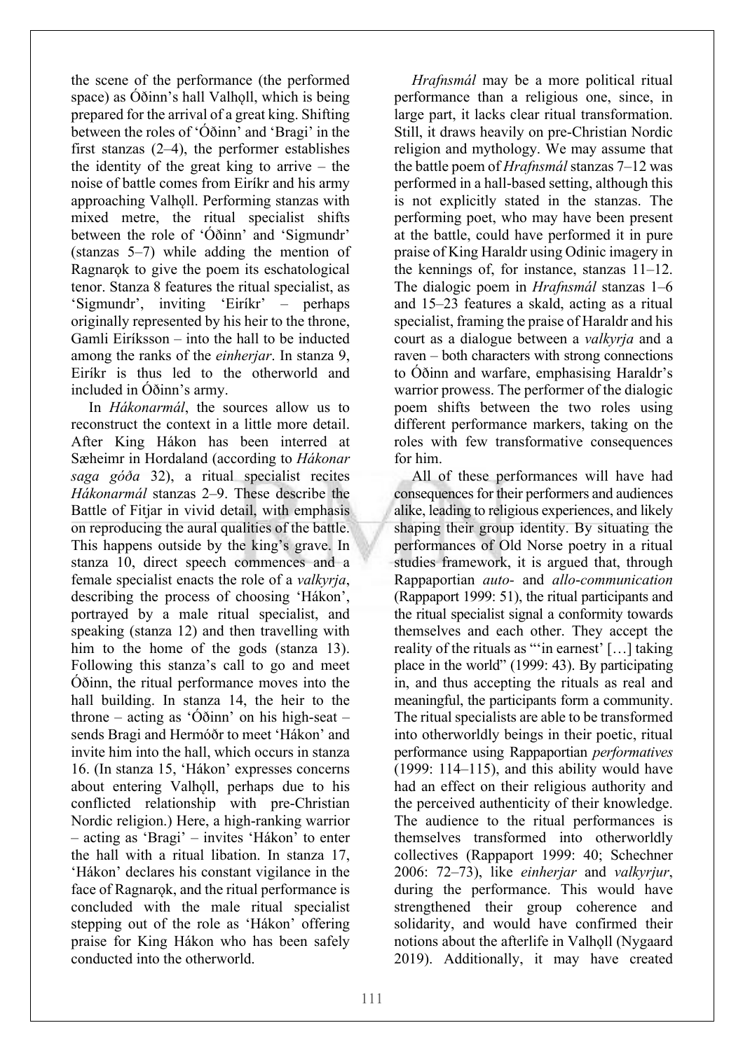the scene of the performance (the performed space) as Óðinn's hall Valhǫll, which is being prepared for the arrival of a great king. Shifting between the roles of 'Óðinn' and 'Bragi' in the first stanzas (2–4), the performer establishes the identity of the great king to arrive – the noise of battle comes from Eiríkr and his army approaching Valhǫll. Performing stanzas with mixed metre, the ritual specialist shifts between the role of 'Óðinn' and 'Sigmundr' (stanzas 5–7) while adding the mention of Ragnarǫk to give the poem its eschatological tenor. Stanza 8 features the ritual specialist, as 'Sigmundr', inviting 'Eiríkr' – perhaps originally represented by his heir to the throne, Gamli Eiríksson – into the hall to be inducted among the ranks of the *einherjar*. In stanza 9, Eiríkr is thus led to the otherworld and included in Óðinn's army.

In *Hákonarmál*, the sources allow us to reconstruct the context in a little more detail. After King Hákon has been interred at Sæheimr in Hordaland (according to *Hákonar saga góða* 32), a ritual specialist recites *Hákonarmál* stanzas 2–9. These describe the Battle of Fitjar in vivid detail, with emphasis on reproducing the aural qualities of the battle. This happens outside by the king's grave. In stanza 10, direct speech commences and a female specialist enacts the role of a *valkyrja*, describing the process of choosing 'Hákon', portrayed by a male ritual specialist, and speaking (stanza 12) and then travelling with him to the home of the gods (stanza 13). Following this stanza's call to go and meet Óðinn, the ritual performance moves into the hall building. In stanza 14, the heir to the throne – acting as 'Óðinn' on his high-seat – sends Bragi and Hermóðr to meet 'Hákon' and invite him into the hall, which occurs in stanza 16. (In stanza 15, 'Hákon' expresses concerns about entering Valhǫll, perhaps due to his conflicted relationship with pre-Christian Nordic religion.) Here, a high-ranking warrior – acting as 'Bragi' – invites 'Hákon' to enter the hall with a ritual libation. In stanza 17, 'Hákon' declares his constant vigilance in the face of Ragnarǫk, and the ritual performance is concluded with the male ritual specialist stepping out of the role as 'Hákon' offering praise for King Hákon who has been safely conducted into the otherworld.

*Hrafnsmál* may be a more political ritual performance than a religious one, since, in large part, it lacks clear ritual transformation. Still, it draws heavily on pre-Christian Nordic religion and mythology. We may assume that the battle poem of *Hrafnsmál* stanzas 7–12 was performed in a hall-based setting, although this is not explicitly stated in the stanzas. The performing poet, who may have been present at the battle, could have performed it in pure praise of King Haraldr using Odinic imagery in the kennings of, for instance, stanzas 11–12. The dialogic poem in *Hrafnsmál* stanzas 1–6 and 15–23 features a skald, acting as a ritual specialist, framing the praise of Haraldr and his court as a dialogue between a *valkyrja* and a raven – both characters with strong connections to Óðinn and warfare, emphasising Haraldr's warrior prowess. The performer of the dialogic poem shifts between the two roles using different performance markers, taking on the roles with few transformative consequences for him.

All of these performances will have had consequences for their performers and audiences alike, leading to religious experiences, and likely shaping their group identity. By situating the performances of Old Norse poetry in a ritual studies framework, it is argued that, through Rappaportian *auto-* and *allo-communication* (Rappaport 1999: 51), the ritual participants and the ritual specialist signal a conformity towards themselves and each other. They accept the reality of the rituals as "'in earnest' […] taking place in the world" (1999: 43). By participating in, and thus accepting the rituals as real and meaningful, the participants form a community. The ritual specialists are able to be transformed into otherworldly beings in their poetic, ritual performance using Rappaportian *performatives* (1999: 114–115), and this ability would have had an effect on their religious authority and the perceived authenticity of their knowledge. The audience to the ritual performances is themselves transformed into otherworldly collectives (Rappaport 1999: 40; Schechner 2006: 72–73), like *einherjar* and *valkyrjur*, during the performance. This would have strengthened their group coherence and solidarity, and would have confirmed their notions about the afterlife in Valhǫll (Nygaard 2019). Additionally, it may have created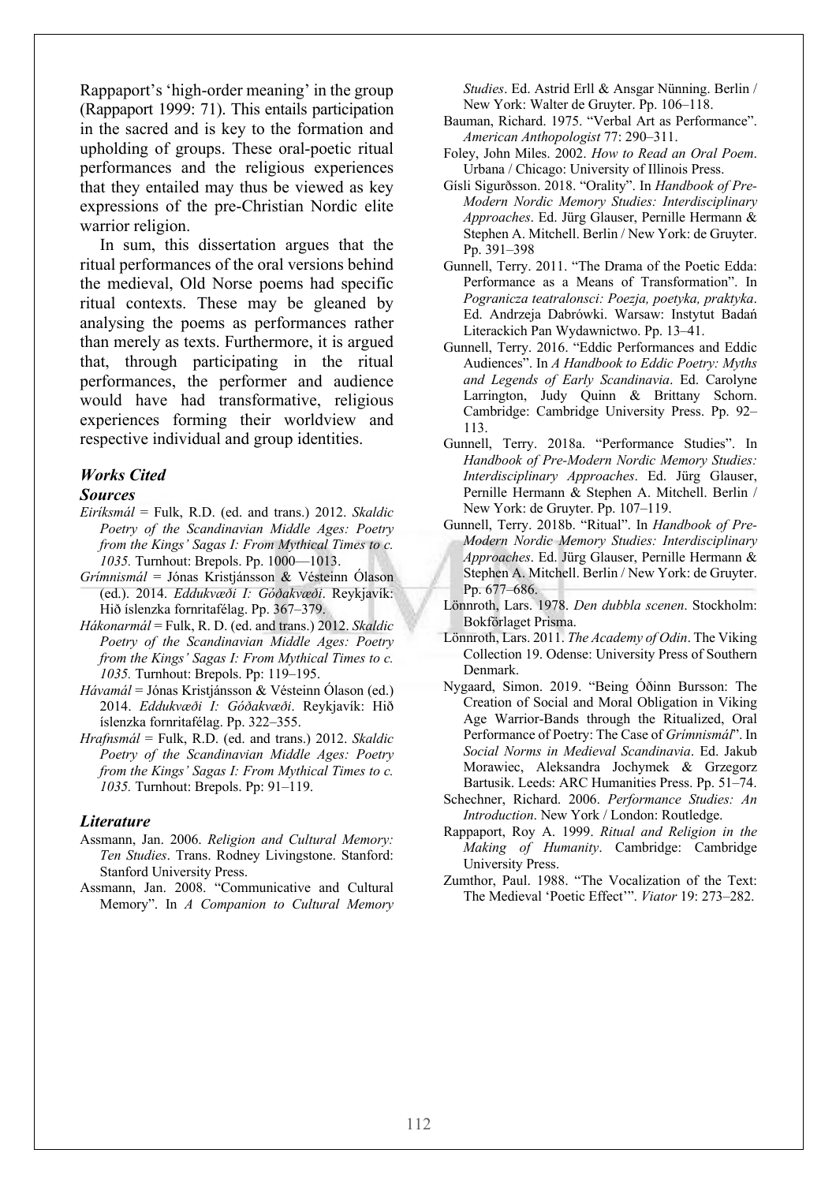Rappaport's 'high-order meaning' in the group (Rappaport 1999: 71). This entails participation in the sacred and is key to the formation and upholding of groups. These oral-poetic ritual performances and the religious experiences that they entailed may thus be viewed as key expressions of the pre-Christian Nordic elite warrior religion.

In sum, this dissertation argues that the ritual performances of the oral versions behind the medieval, Old Norse poems had specific ritual contexts. These may be gleaned by analysing the poems as performances rather than merely as texts. Furthermore, it is argued that, through participating in the ritual performances, the performer and audience would have had transformative, religious experiences forming their worldview and respective individual and group identities.

### *Works Cited*

#### *Sources*

*Eiríksmál* = Fulk, R.D. (ed. and trans.) 2012. *Skaldic Poetry of the Scandinavian Middle Ages: Poetry from the Kings' Sagas I: From Mythical Times to c. 1035.* Turnhout: Brepols. Pp. 1000—1013.

*Grímnismál* = Jónas Kristjánsson & Vésteinn Ólason (ed.). 2014. *Eddukvæði I: Góðakvæði*. Reykjavík: Hið íslenzka fornritafélag. Pp. 367–379.

*Hákonarmál* = Fulk, R. D. (ed. and trans.) 2012. *Skaldic Poetry of the Scandinavian Middle Ages: Poetry from the Kings' Sagas I: From Mythical Times to c. 1035.* Turnhout: Brepols. Pp: 119–195.

*Hávamál* = Jónas Kristjánsson & Vésteinn Ólason (ed.) 2014. *Eddukvæði I: Góðakvæði*. Reykjavík: Hið íslenzka fornritafélag. Pp. 322–355.

*Hrafnsmál* = Fulk, R.D. (ed. and trans.) 2012. *Skaldic Poetry of the Scandinavian Middle Ages: Poetry from the Kings' Sagas I: From Mythical Times to c. 1035.* Turnhout: Brepols. Pp: 91–119.

#### *Literature*

Assmann, Jan. 2006. *Religion and Cultural Memory: Ten Studies*. Trans. Rodney Livingstone. Stanford: Stanford University Press.

Assmann, Jan. 2008. "Communicative and Cultural Memory". In *A Companion to Cultural Memory Studies*. Ed. Astrid Erll & Ansgar Nünning. Berlin / New York: Walter de Gruyter. Pp. 106–118.

Bauman, Richard. 1975. "Verbal Art as Performance". *American Anthopologist* 77: 290–311.

Foley, John Miles. 2002. *How to Read an Oral Poem*. Urbana / Chicago: University of Illinois Press.

Gísli Sigurðsson. 2018. "Orality". In *Handbook of Pre-Modern Nordic Memory Studies: Interdisciplinary Approaches*. Ed. Jürg Glauser, Pernille Hermann & Stephen A. Mitchell. Berlin / New York: de Gruyter. Pp. 391–398

Gunnell, Terry. 2011. "The Drama of the Poetic Edda: Performance as a Means of Transformation". In *Pogranicza teatralonsci: Poezja, poetyka, praktyka*. Ed. Andrzeja Dabrówki. Warsaw: Instytut Badań Literackich Pan Wydawnictwo. Pp. 13–41.

Gunnell, Terry. 2016. "Eddic Performances and Eddic Audiences". In *A Handbook to Eddic Poetry: Myths and Legends of Early Scandinavia*. Ed. Carolyne Larrington, Judy Quinn & Brittany Schorn. Cambridge: Cambridge University Press. Pp. 92–113.

Gunnell, Terry. 2018a. "Performance Studies". In *Handbook of Pre-Modern Nordic Memory Studies: Interdisciplinary Approaches*. Ed. Jürg Glauser, Pernille Hermann & Stephen A. Mitchell. Berlin / New York: de Gruyter. Pp. 107–119.

Gunnell, Terry. 2018b. "Ritual". In *Handbook of Pre-Modern Nordic Memory Studies: Interdisciplinary Approaches*. Ed. Jürg Glauser, Pernille Hermann & Stephen A. Mitchell. Berlin / New York: de Gruyter. Pp. 677–686.

Lönnroth, Lars. 1978. *Den dubbla scenen*. Stockholm: Bokförlaget Prisma.

Lönnroth, Lars. 2011. *The Academy of Odin*. The Viking Collection 19. Odense: University Press of Southern Denmark.

Nygaard, Simon. 2019. "Being Óðinn Bursson: The Creation of Social and Moral Obligation in Viking Age Warrior-Bands through the Ritualized, Oral Performance of Poetry: The Case of *Grímnismál*". In *Social Norms in Medieval Scandinavia*. Ed. Jakub Morawiec, Aleksandra Jochymek & Grzegorz Bartusik. Leeds: ARC Humanities Press. Pp. 51–74.

Schechner, Richard. 2006. *Performance Studies: An Introduction*. New York / London: Routledge.

Rappaport, Roy A. 1999. *Ritual and Religion in the Making of Humanity*. Cambridge: Cambridge University Press.

Zumthor, Paul. 1988. "The Vocalization of the Text: The Medieval 'Poetic Effect'". *Viator* 19: 273–282.